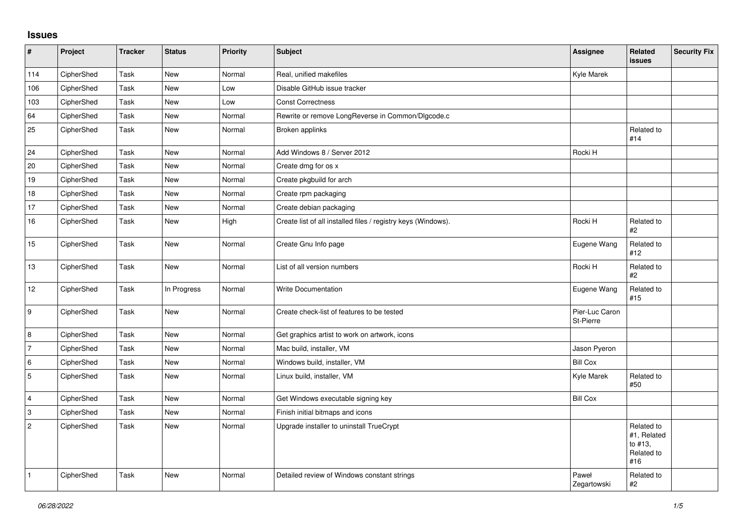## Issues

| # | Project | Tracker | Status | Priority | Subject | Assignee | Related issues | Security Fix |
|---|---|---|---|---|---|---|---|---|
| 114 | CipherShed | Task | New | Normal | Real, unified makefiles | Kyle Marek | | |
| 106 | CipherShed | Task | New | Low | Disable GitHub issue tracker | | | |
| 103 | CipherShed | Task | New | Low | Const Correctness | | | |
| 64 | CipherShed | Task | New | Normal | Rewrite or remove LongReverse in Common/Dlgcode.c | | | |
| 25 | CipherShed | Task | New | Normal | Broken applinks | | Related to #14 | |
| 24 | CipherShed | Task | New | Normal | Add Windows 8 / Server 2012 | Rocki H | | |
| 20 | CipherShed | Task | New | Normal | Create dmg for os x | | | |
| 19 | CipherShed | Task | New | Normal | Create pkgbuild for arch | | | |
| 18 | CipherShed | Task | New | Normal | Create rpm packaging | | | |
| 17 | CipherShed | Task | New | Normal | Create debian packaging | | | |
| 16 | CipherShed | Task | New | High | Create list of all installed files / registry keys (Windows). | Rocki H | Related to #2 | |
| 15 | CipherShed | Task | New | Normal | Create Gnu Info page | Eugene Wang | Related to #12 | |
| 13 | CipherShed | Task | New | Normal | List of all version numbers | Rocki H | Related to #2 | |
| 12 | CipherShed | Task | In Progress | Normal | Write Documentation | Eugene Wang | Related to #15 | |
| 9 | CipherShed | Task | New | Normal | Create check-list of features to be tested | Pier-Luc Caron St-Pierre | | |
| 8 | CipherShed | Task | New | Normal | Get graphics artist to work on artwork, icons | | | |
| 7 | CipherShed | Task | New | Normal | Mac build, installer, VM | Jason Pyeron | | |
| 6 | CipherShed | Task | New | Normal | Windows build, installer, VM | Bill Cox | | |
| 5 | CipherShed | Task | New | Normal | Linux build, installer, VM | Kyle Marek | Related to #50 | |
| 4 | CipherShed | Task | New | Normal | Get Windows executable signing key | Bill Cox | | |
| 3 | CipherShed | Task | New | Normal | Finish initial bitmaps and icons | | | |
| 2 | CipherShed | Task | New | Normal | Upgrade installer to uninstall TrueCrypt | | Related to #1, Related to #13, Related to #16 | |
| 1 | CipherShed | Task | New | Normal | Detailed review of Windows constant strings | Paweł Zegartowski | Related to #2 | |

*06/28/2022*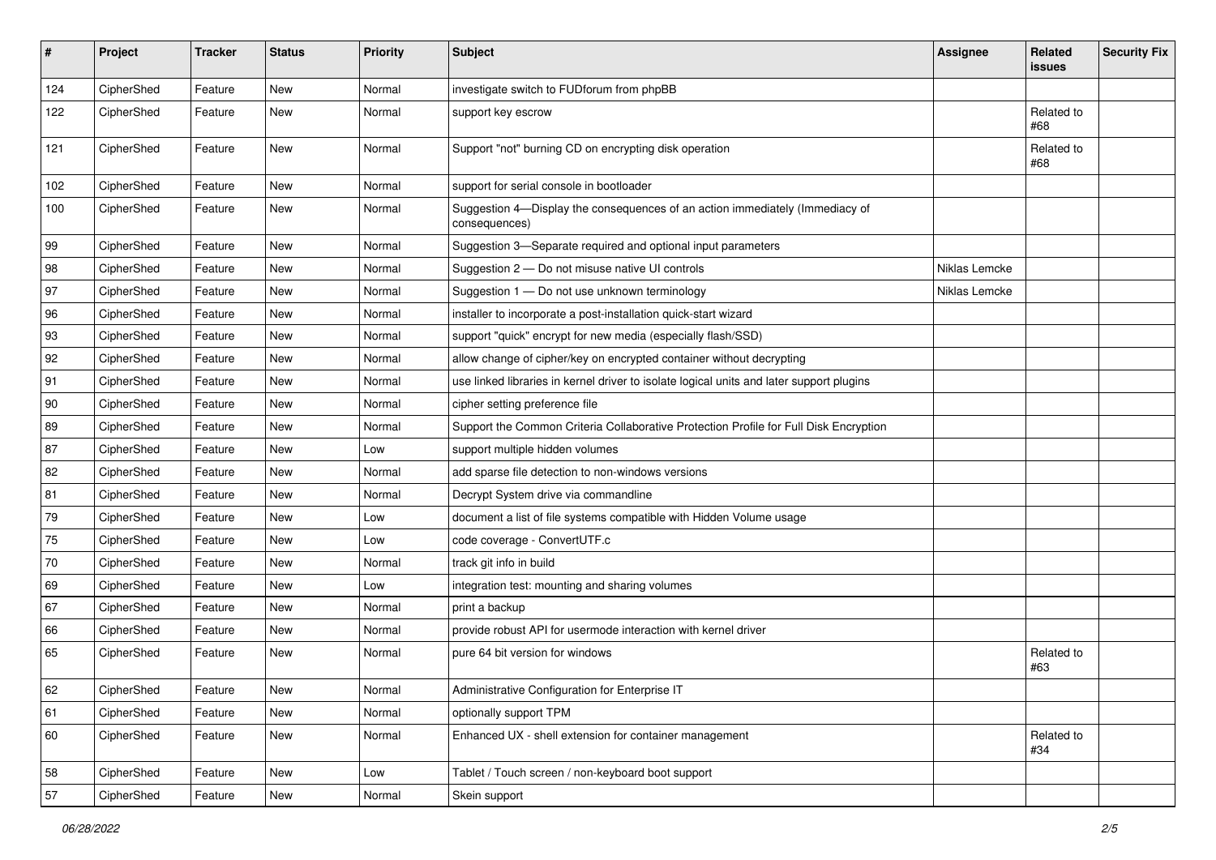| # | Project | Tracker | Status | Priority | Subject | Assignee | Related issues | Security Fix |
|---|---|---|---|---|---|---|---|---|
| 124 | CipherShed | Feature | New | Normal | investigate switch to FUDforum from phpBB | | | |
| 122 | CipherShed | Feature | New | Normal | support key escrow | | Related to #68 | |
| 121 | CipherShed | Feature | New | Normal | Support "not" burning CD on encrypting disk operation | | Related to #68 | |
| 102 | CipherShed | Feature | New | Normal | support for serial console in bootloader | | | |
| 100 | CipherShed | Feature | New | Normal | Suggestion 4—Display the consequences of an action immediately (Immediacy of consequences) | | | |
| 99 | CipherShed | Feature | New | Normal | Suggestion 3—Separate required and optional input parameters | | | |
| 98 | CipherShed | Feature | New | Normal | Suggestion 2 — Do not misuse native UI controls | Niklas Lemcke | | |
| 97 | CipherShed | Feature | New | Normal | Suggestion 1 — Do not use unknown terminology | Niklas Lemcke | | |
| 96 | CipherShed | Feature | New | Normal | installer to incorporate a post-installation quick-start wizard | | | |
| 93 | CipherShed | Feature | New | Normal | support "quick" encrypt for new media (especially flash/SSD) | | | |
| 92 | CipherShed | Feature | New | Normal | allow change of cipher/key on encrypted container without decrypting | | | |
| 91 | CipherShed | Feature | New | Normal | use linked libraries in kernel driver to isolate logical units and later support plugins | | | |
| 90 | CipherShed | Feature | New | Normal | cipher setting preference file | | | |
| 89 | CipherShed | Feature | New | Normal | Support the Common Criteria Collaborative Protection Profile for Full Disk Encryption | | | |
| 87 | CipherShed | Feature | New | Low | support multiple hidden volumes | | | |
| 82 | CipherShed | Feature | New | Normal | add sparse file detection to non-windows versions | | | |
| 81 | CipherShed | Feature | New | Normal | Decrypt System drive via commandline | | | |
| 79 | CipherShed | Feature | New | Low | document a list of file systems compatible with Hidden Volume usage | | | |
| 75 | CipherShed | Feature | New | Low | code coverage - ConvertUTF.c | | | |
| 70 | CipherShed | Feature | New | Normal | track git info in build | | | |
| 69 | CipherShed | Feature | New | Low | integration test: mounting and sharing volumes | | | |
| 67 | CipherShed | Feature | New | Normal | print a backup | | | |
| 66 | CipherShed | Feature | New | Normal | provide robust API for usermode interaction with kernel driver | | | |
| 65 | CipherShed | Feature | New | Normal | pure 64 bit version for windows | | Related to #63 | |
| 62 | CipherShed | Feature | New | Normal | Administrative Configuration for Enterprise IT | | | |
| 61 | CipherShed | Feature | New | Normal | optionally support TPM | | | |
| 60 | CipherShed | Feature | New | Normal | Enhanced UX - shell extension for container management | | Related to #34 | |
| 58 | CipherShed | Feature | New | Low | Tablet / Touch screen / non-keyboard boot support | | | |
| 57 | CipherShed | Feature | New | Normal | Skein support | | | |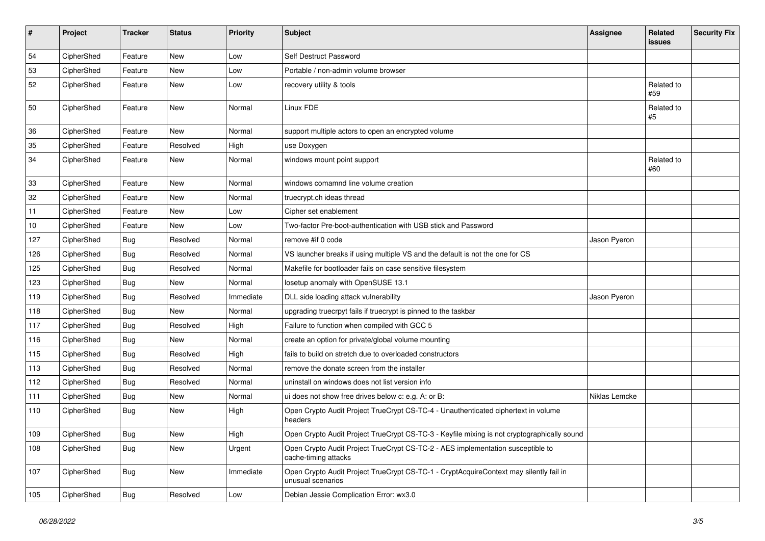| # | Project | Tracker | Status | Priority | Subject | Assignee | Related issues | Security Fix |
|---|---|---|---|---|---|---|---|---|
| 54 | CipherShed | Feature | New | Low | Self Destruct Password | | | |
| 53 | CipherShed | Feature | New | Low | Portable / non-admin volume browser | | | |
| 52 | CipherShed | Feature | New | Low | recovery utility & tools | | Related to #59 | |
| 50 | CipherShed | Feature | New | Normal | Linux FDE | | Related to #5 | |
| 36 | CipherShed | Feature | New | Normal | support multiple actors to open an encrypted volume | | | |
| 35 | CipherShed | Feature | Resolved | High | use Doxygen | | | |
| 34 | CipherShed | Feature | New | Normal | windows mount point support | | Related to #60 | |
| 33 | CipherShed | Feature | New | Normal | windows comamnd line volume creation | | | |
| 32 | CipherShed | Feature | New | Normal | truecrypt.ch ideas thread | | | |
| 11 | CipherShed | Feature | New | Low | Cipher set enablement | | | |
| 10 | CipherShed | Feature | New | Low | Two-factor Pre-boot-authentication with USB stick and Password | | | |
| 127 | CipherShed | Bug | Resolved | Normal | remove #if 0 code | Jason Pyeron | | |
| 126 | CipherShed | Bug | Resolved | Normal | VS launcher breaks if using multiple VS and the default is not the one for CS | | | |
| 125 | CipherShed | Bug | Resolved | Normal | Makefile for bootloader fails on case sensitive filesystem | | | |
| 123 | CipherShed | Bug | New | Normal | losetup anomaly with OpenSUSE 13.1 | | | |
| 119 | CipherShed | Bug | Resolved | Immediate | DLL side loading attack vulnerability | Jason Pyeron | | |
| 118 | CipherShed | Bug | New | Normal | upgrading truecrpyt fails if truecrypt is pinned to the taskbar | | | |
| 117 | CipherShed | Bug | Resolved | High | Failure to function when compiled with GCC 5 | | | |
| 116 | CipherShed | Bug | New | Normal | create an option for private/global volume mounting | | | |
| 115 | CipherShed | Bug | Resolved | High | fails to build on stretch due to overloaded constructors | | | |
| 113 | CipherShed | Bug | Resolved | Normal | remove the donate screen from the installer | | | |
| 112 | CipherShed | Bug | Resolved | Normal | uninstall on windows does not list version info | | | |
| 111 | CipherShed | Bug | New | Normal | ui does not show free drives below c: e.g. A: or B: | Niklas Lemcke | | |
| 110 | CipherShed | Bug | New | High | Open Crypto Audit Project TrueCrypt CS-TC-4 - Unauthenticated ciphertext in volume headers | | | |
| 109 | CipherShed | Bug | New | High | Open Crypto Audit Project TrueCrypt CS-TC-3 - Keyfile mixing is not cryptographically sound | | | |
| 108 | CipherShed | Bug | New | Urgent | Open Crypto Audit Project TrueCrypt CS-TC-2 - AES implementation susceptible to cache-timing attacks | | | |
| 107 | CipherShed | Bug | New | Immediate | Open Crypto Audit Project TrueCrypt CS-TC-1 - CryptAcquireContext may silently fail in unusual scenarios | | | |
| 105 | CipherShed | Bug | Resolved | Low | Debian Jessie Complication Error: wx3.0 | | | |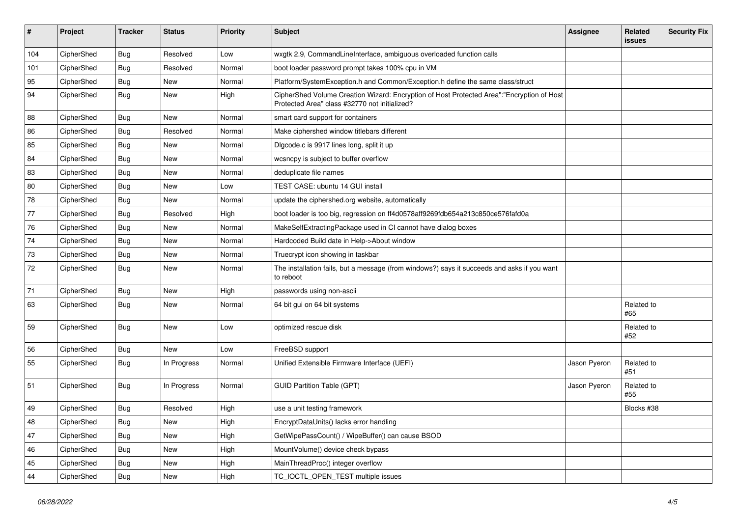| # | Project | Tracker | Status | Priority | Subject | Assignee | Related issues | Security Fix |
|---|---|---|---|---|---|---|---|---|
| 104 | CipherShed | Bug | Resolved | Low | wxgtk 2.9, CommandLineInterface, ambiguous overloaded function calls | | | |
| 101 | CipherShed | Bug | Resolved | Normal | boot loader password prompt takes 100% cpu in VM | | | |
| 95 | CipherShed | Bug | New | Normal | Platform/SystemException.h and Common/Exception.h define the same class/struct | | | |
| 94 | CipherShed | Bug | New | High | CipherShed Volume Creation Wizard: Encryption of Host Protected Area":"Encryption of Host Protected Area" class #32770 not initialized? | | | |
| 88 | CipherShed | Bug | New | Normal | smart card support for containers | | | |
| 86 | CipherShed | Bug | Resolved | Normal | Make ciphershed window titlebars different | | | |
| 85 | CipherShed | Bug | New | Normal | Dlgcode.c is 9917 lines long, split it up | | | |
| 84 | CipherShed | Bug | New | Normal | wcsncpy is subject to buffer overflow | | | |
| 83 | CipherShed | Bug | New | Normal | deduplicate file names | | | |
| 80 | CipherShed | Bug | New | Low | TEST CASE: ubuntu 14 GUI install | | | |
| 78 | CipherShed | Bug | New | Normal | update the ciphershed.org website, automatically | | | |
| 77 | CipherShed | Bug | Resolved | High | boot loader is too big, regression on ff4d0578aff9269fdb654a213c850ce576fafd0a | | | |
| 76 | CipherShed | Bug | New | Normal | MakeSelfExtractingPackage used in CI cannot have dialog boxes | | | |
| 74 | CipherShed | Bug | New | Normal | Hardcoded Build date in Help->About window | | | |
| 73 | CipherShed | Bug | New | Normal | Truecrypt icon showing in taskbar | | | |
| 72 | CipherShed | Bug | New | Normal | The installation fails, but a message (from windows?) says it succeeds and asks if you want to reboot | | | |
| 71 | CipherShed | Bug | New | High | passwords using non-ascii | | | |
| 63 | CipherShed | Bug | New | Normal | 64 bit gui on 64 bit systems | | Related to #65 | |
| 59 | CipherShed | Bug | New | Low | optimized rescue disk | | Related to #52 | |
| 56 | CipherShed | Bug | New | Low | FreeBSD support | | | |
| 55 | CipherShed | Bug | In Progress | Normal | Unified Extensible Firmware Interface (UEFI) | Jason Pyeron | Related to #51 | |
| 51 | CipherShed | Bug | In Progress | Normal | GUID Partition Table (GPT) | Jason Pyeron | Related to #55 | |
| 49 | CipherShed | Bug | Resolved | High | use a unit testing framework | | Blocks #38 | |
| 48 | CipherShed | Bug | New | High | EncryptDataUnits() lacks error handling | | | |
| 47 | CipherShed | Bug | New | High | GetWipePassCount() / WipeBuffer() can cause BSOD | | | |
| 46 | CipherShed | Bug | New | High | MountVolume() device check bypass | | | |
| 45 | CipherShed | Bug | New | High | MainThreadProc() integer overflow | | | |
| 44 | CipherShed | Bug | New | High | TC_IOCTL_OPEN_TEST multiple issues | | | |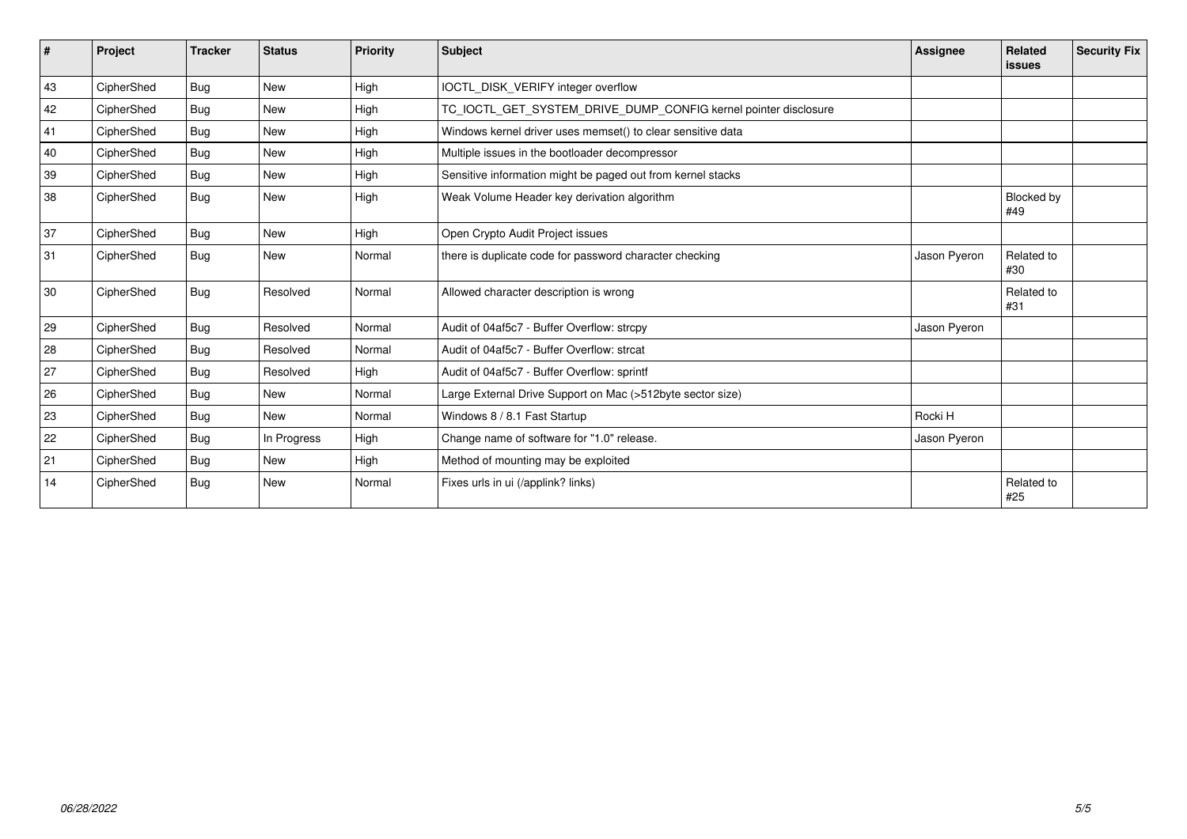| # | Project | Tracker | Status | Priority | Subject | Assignee | Related issues | Security Fix |
|---|---|---|---|---|---|---|---|---|
| 43 | CipherShed | Bug | New | High | IOCTL_DISK_VERIFY integer overflow | | | |
| 42 | CipherShed | Bug | New | High | TC_IOCTL_GET_SYSTEM_DRIVE_DUMP_CONFIG kernel pointer disclosure | | | |
| 41 | CipherShed | Bug | New | High | Windows kernel driver uses memset() to clear sensitive data | | | |
| 40 | CipherShed | Bug | New | High | Multiple issues in the bootloader decompressor | | | |
| 39 | CipherShed | Bug | New | High | Sensitive information might be paged out from kernel stacks | | | |
| 38 | CipherShed | Bug | New | High | Weak Volume Header key derivation algorithm | | Blocked by #49 | |
| 37 | CipherShed | Bug | New | High | Open Crypto Audit Project issues | | | |
| 31 | CipherShed | Bug | New | Normal | there is duplicate code for password character checking | Jason Pyeron | Related to #30 | |
| 30 | CipherShed | Bug | Resolved | Normal | Allowed character description is wrong | | Related to #31 | |
| 29 | CipherShed | Bug | Resolved | Normal | Audit of 04af5c7 - Buffer Overflow: strcpy | Jason Pyeron | | |
| 28 | CipherShed | Bug | Resolved | Normal | Audit of 04af5c7 - Buffer Overflow: strcat | | | |
| 27 | CipherShed | Bug | Resolved | High | Audit of 04af5c7 - Buffer Overflow: sprintf | | | |
| 26 | CipherShed | Bug | New | Normal | Large External Drive Support on Mac (>512byte sector size) | | | |
| 23 | CipherShed | Bug | New | Normal | Windows 8 / 8.1 Fast Startup | Rocki H | | |
| 22 | CipherShed | Bug | In Progress | High | Change name of software for "1.0" release. | Jason Pyeron | | |
| 21 | CipherShed | Bug | New | High | Method of mounting may be exploited | | | |
| 14 | CipherShed | Bug | New | Normal | Fixes urls in ui (/applink? links) | | Related to #25 | |

*06/28/2022*